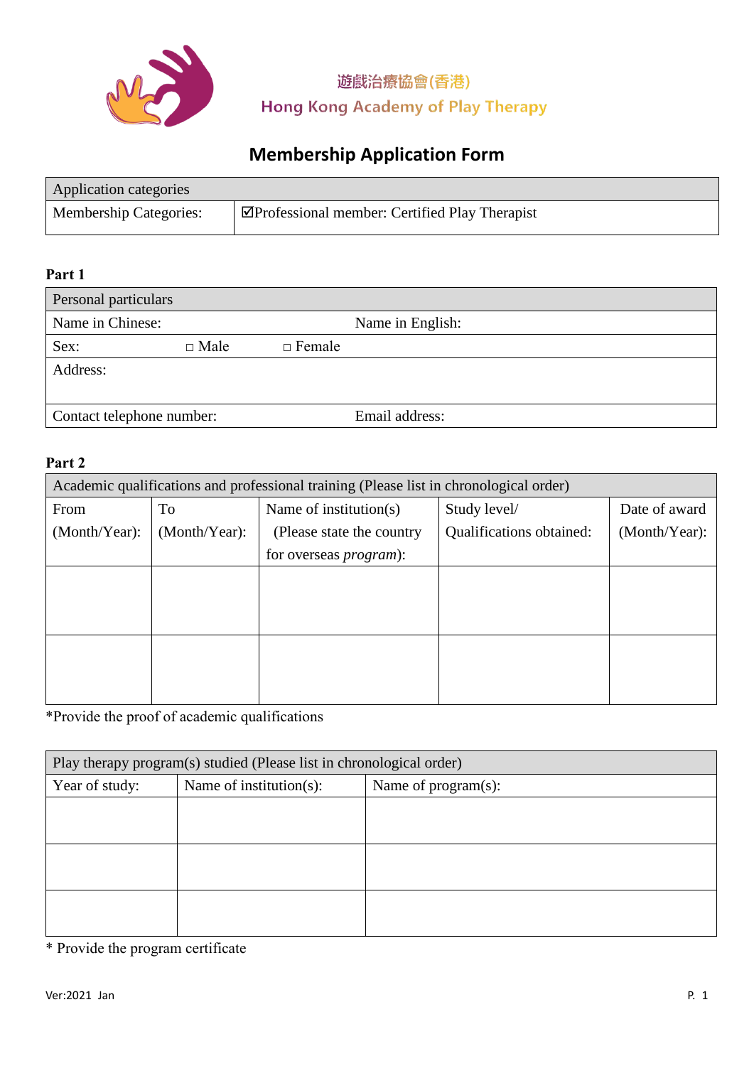遊戲治療協會(香港)
Hong Kong Academy of Play Therapy

# Membership Application Form

| Application categories | |
|---|---|
| Membership Categories: | ☑Professional member: Certified Play Therapist |

**Part 1**

| Personal particulars | |
|---|---|
| Name in Chinese: | Name in English: |
| Sex: □ Male □ Female | |
| Address: | |
| Contact telephone number: | Email address: |

**Part 2**

| Academic qualifications and professional training (Please list in chronological order) | | | | |
|---|---|---|---|---|
| From (Month/Year): | To (Month/Year): | Name of institution(s) (Please state the country for overseas *program*): | Study level/ Qualifications obtained: | Date of award (Month/Year): |
| | | | | |
| | | | | |

*Provide the proof of academic qualifications

| Play therapy program(s) studied (Please list in chronological order) | | |
|---|---|---|
| Year of study: | Name of institution(s): | Name of program(s): |
| | | |
| | | |
| | | |

* Provide the program certificate

Ver:2021 Jan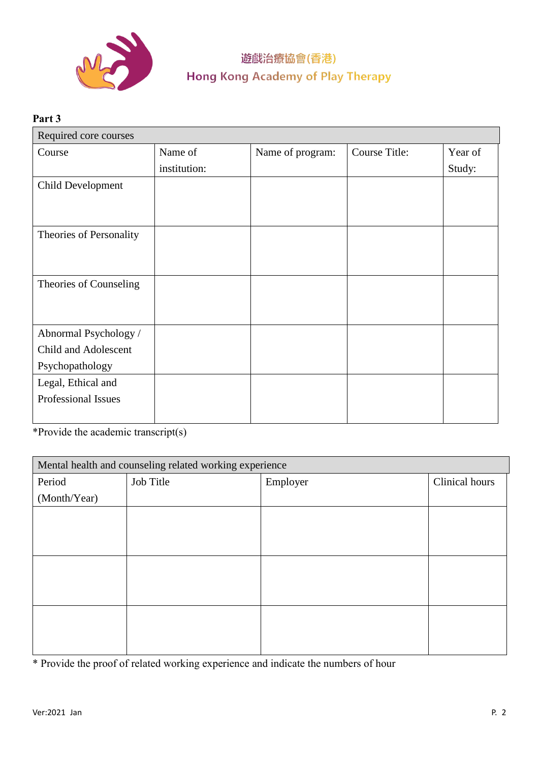遊戲治療協會(香港)
Hong Kong Academy of Play Therapy

**Part 3**

| Required core courses | | | | |
|---|---|---|---|---|
| Course | Name of institution: | Name of program: | Course Title: | Year of Study: |
| Child Development | | | | |
| Theories of Personality | | | | |
| Theories of Counseling | | | | |
| Abnormal Psychology / Child and Adolescent Psychopathology | | | | |
| Legal, Ethical and Professional Issues | | | | |

*Provide the academic transcript(s)

| Mental health and counseling related working experience | | | |
|---|---|---|---|
| Period (Month/Year) | Job Title | Employer | Clinical hours |
| | | | |
| | | | |
| | | | |

* Provide the proof of related working experience and indicate the numbers of hour

Ver:2021 Jan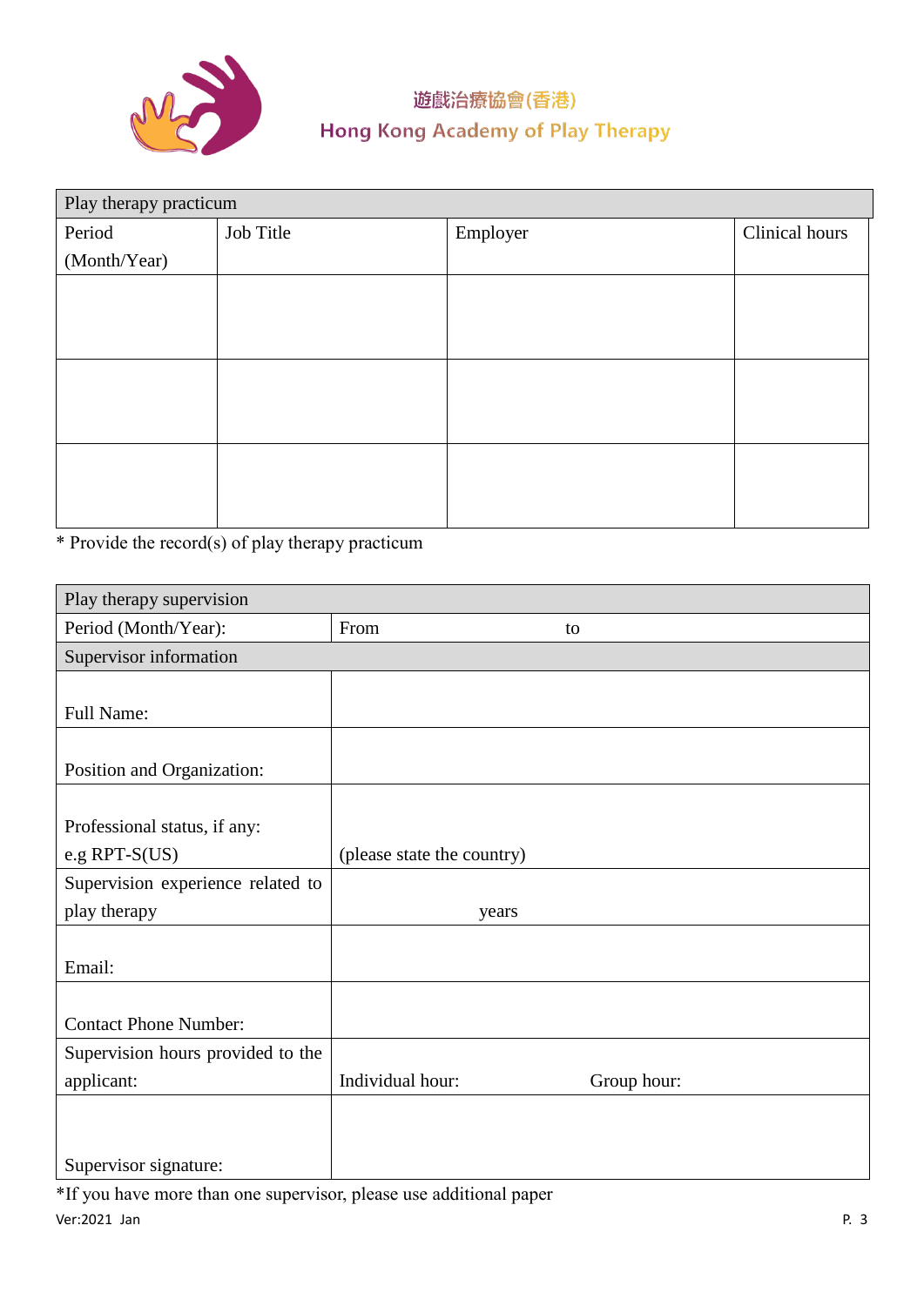遊戲治療協會(香港)
Hong Kong Academy of Play Therapy

| Play therapy practicum | | | |
|---|---|---|---|
| Period (Month/Year) | Job Title | Employer | Clinical hours |
| | | | |
| | | | |
| | | | |

* Provide the record(s) of play therapy practicum

| Play therapy supervision | |
|---|---|
| Period (Month/Year): | From                    to |
| Supervisor information | |
| Full Name: | |
| Position and Organization: | |
| Professional status, if any: e.g RPT-S(US) | (please state the country) |
| Supervision experience related to play therapy | years |
| Email: | |
| Contact Phone Number: | |
| Supervision hours provided to the applicant: | Individual hour:                    Group hour: |
| Supervisor signature: | |

*If you have more than one supervisor, please use additional paper

Ver:2021 Jan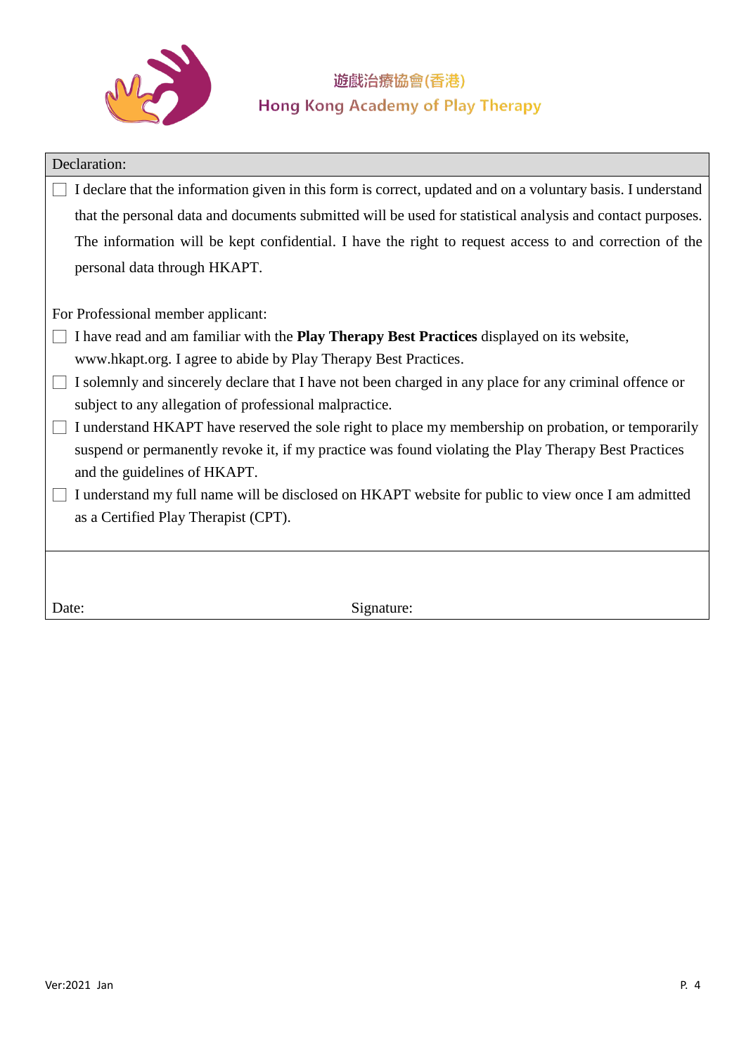遊戲治療協會(香港)
Hong Kong Academy of Play Therapy

**Declaration:**

- ☐ I declare that the information given in this form is correct, updated and on a voluntary basis. I understand that the personal data and documents submitted will be used for statistical analysis and contact purposes. The information will be kept confidential. I have the right to request access to and correction of the personal data through HKAPT.

For Professional member applicant:

- ☐ I have read and am familiar with the **Play Therapy Best Practices** displayed on its website, www.hkapt.org. I agree to abide by Play Therapy Best Practices.
- ☐ I solemnly and sincerely declare that I have not been charged in any place for any criminal offence or subject to any allegation of professional malpractice.
- ☐ I understand HKAPT have reserved the sole right to place my membership on probation, or temporarily suspend or permanently revoke it, if my practice was found violating the Play Therapy Best Practices and the guidelines of HKAPT.
- ☐ I understand my full name will be disclosed on HKAPT website for public to view once I am admitted as a Certified Play Therapist (CPT).

Date: Signature:

Ver:2021 Jan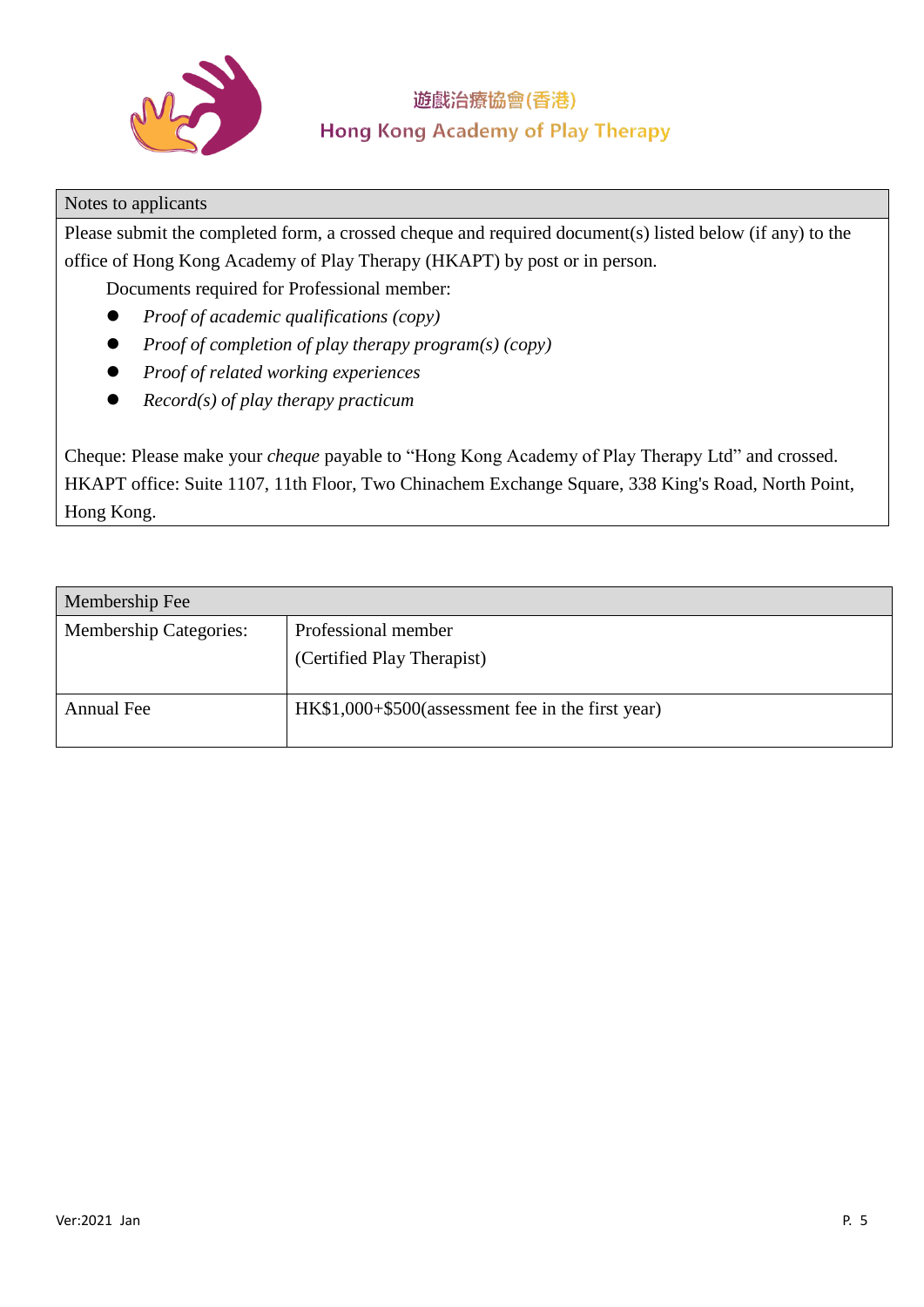遊戲治療協會(香港)
Hong Kong Academy of Play Therapy

| Notes to applicants |
|---|
| Please submit the completed form, a crossed cheque and required document(s) listed below (if any) to the office of Hong Kong Academy of Play Therapy (HKAPT) by post or in person.<br>Documents required for Professional member:<br>● *Proof of academic qualifications (copy)*<br>● *Proof of completion of play therapy program(s) (copy)*<br>● *Proof of related working experiences*<br>● *Record(s) of play therapy practicum*<br><br>Cheque: Please make your *cheque* payable to "Hong Kong Academy of Play Therapy Ltd" and crossed.<br>HKAPT office: Suite 1107, 11th Floor, Two Chinachem Exchange Square, 338 King's Road, North Point, Hong Kong. |

| Membership Fee | |
|---|---|
| Membership Categories: | Professional member<br>(Certified Play Therapist) |
| Annual Fee | HK$1,000+$500(assessment fee in the first year) |

Ver:2021 Jan